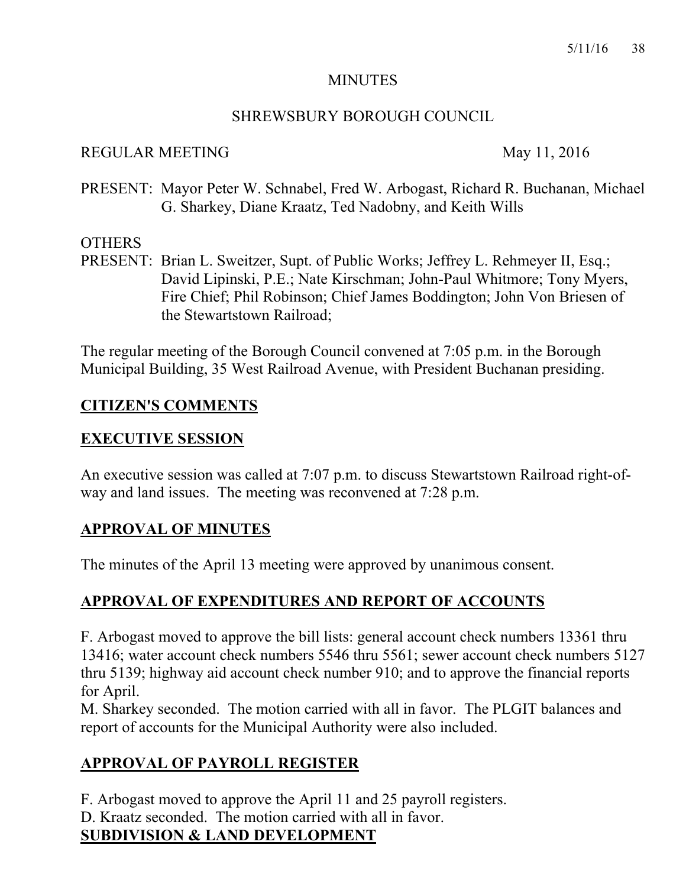# MINUTES

## SHREWSBURY BOROUGH COUNCIL

REGULAR MEETING May 11, 2016

PRESENT: Mayor Peter W. Schnabel, Fred W. Arbogast, Richard R. Buchanan, Michael G. Sharkey, Diane Kraatz, Ted Nadobny, and Keith Wills

OTHERS
PRESENT: Brian L. Sweitzer, Supt. of Public Works; Jeffrey L. Rehmeyer II, Esq.; David Lipinski, P.E.; Nate Kirschman; John-Paul Whitmore; Tony Myers, Fire Chief; Phil Robinson; Chief James Boddington; John Von Briesen of the Stewartstown Railroad;

The regular meeting of the Borough Council convened at 7:05 p.m. in the Borough Municipal Building, 35 West Railroad Avenue, with President Buchanan presiding.

## CITIZEN'S COMMENTS

## EXECUTIVE SESSION

An executive session was called at 7:07 p.m. to discuss Stewartstown Railroad right-of-way and land issues. The meeting was reconvened at 7:28 p.m.

## APPROVAL OF MINUTES

The minutes of the April 13 meeting were approved by unanimous consent.

## APPROVAL OF EXPENDITURES AND REPORT OF ACCOUNTS

F. Arbogast moved to approve the bill lists: general account check numbers 13361 thru 13416; water account check numbers 5546 thru 5561; sewer account check numbers 5127 thru 5139; highway aid account check number 910; and to approve the financial reports for April.
M. Sharkey seconded. The motion carried with all in favor. The PLGIT balances and report of accounts for the Municipal Authority were also included.

## APPROVAL OF PAYROLL REGISTER

F. Arbogast moved to approve the April 11 and 25 payroll registers.
D. Kraatz seconded. The motion carried with all in favor.

## SUBDIVISION & LAND DEVELOPMENT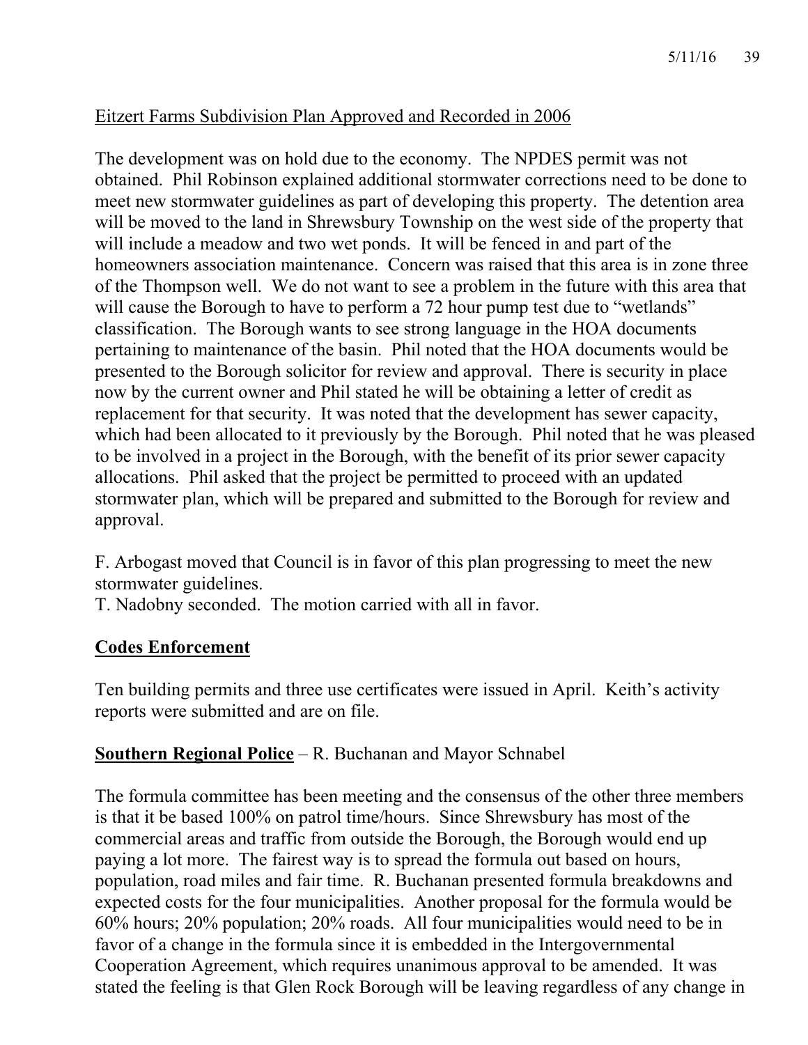Eitzert Farms Subdivision Plan Approved and Recorded in 2006

The development was on hold due to the economy. The NPDES permit was not obtained. Phil Robinson explained additional stormwater corrections need to be done to meet new stormwater guidelines as part of developing this property. The detention area will be moved to the land in Shrewsbury Township on the west side of the property that will include a meadow and two wet ponds. It will be fenced in and part of the homeowners association maintenance. Concern was raised that this area is in zone three of the Thompson well. We do not want to see a problem in the future with this area that will cause the Borough to have to perform a 72 hour pump test due to "wetlands" classification. The Borough wants to see strong language in the HOA documents pertaining to maintenance of the basin. Phil noted that the HOA documents would be presented to the Borough solicitor for review and approval. There is security in place now by the current owner and Phil stated he will be obtaining a letter of credit as replacement for that security. It was noted that the development has sewer capacity, which had been allocated to it previously by the Borough. Phil noted that he was pleased to be involved in a project in the Borough, with the benefit of its prior sewer capacity allocations. Phil asked that the project be permitted to proceed with an updated stormwater plan, which will be prepared and submitted to the Borough for review and approval.

F. Arbogast moved that Council is in favor of this plan progressing to meet the new stormwater guidelines.
T. Nadobny seconded. The motion carried with all in favor.

**Codes Enforcement**

Ten building permits and three use certificates were issued in April. Keith's activity reports were submitted and are on file.

**Southern Regional Police** – R. Buchanan and Mayor Schnabel

The formula committee has been meeting and the consensus of the other three members is that it be based 100% on patrol time/hours. Since Shrewsbury has most of the commercial areas and traffic from outside the Borough, the Borough would end up paying a lot more. The fairest way is to spread the formula out based on hours, population, road miles and fair time. R. Buchanan presented formula breakdowns and expected costs for the four municipalities. Another proposal for the formula would be 60% hours; 20% population; 20% roads. All four municipalities would need to be in favor of a change in the formula since it is embedded in the Intergovernmental Cooperation Agreement, which requires unanimous approval to be amended. It was stated the feeling is that Glen Rock Borough will be leaving regardless of any change in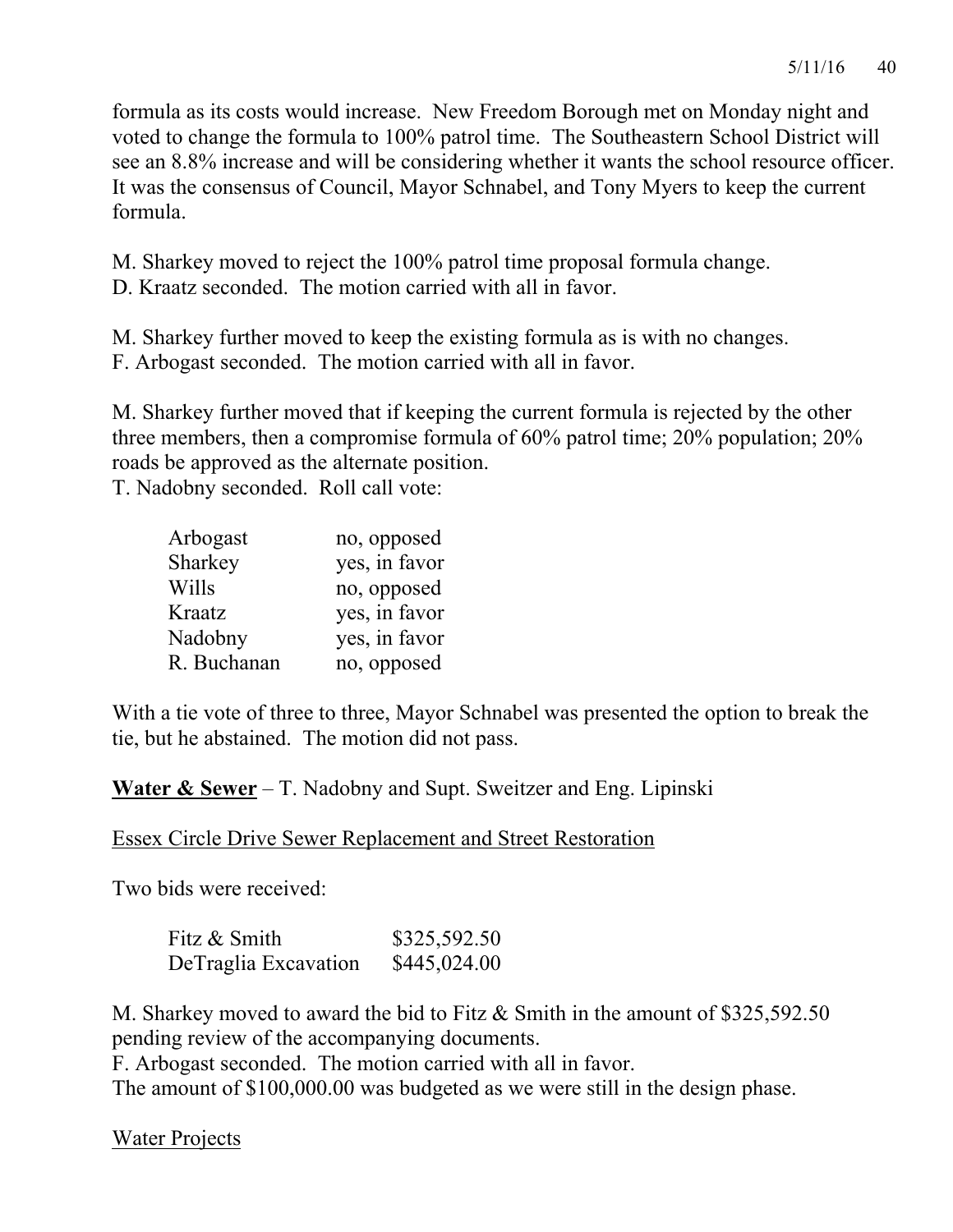formula as its costs would increase. New Freedom Borough met on Monday night and voted to change the formula to 100% patrol time. The Southeastern School District will see an 8.8% increase and will be considering whether it wants the school resource officer. It was the consensus of Council, Mayor Schnabel, and Tony Myers to keep the current formula.

M. Sharkey moved to reject the 100% patrol time proposal formula change.
D. Kraatz seconded. The motion carried with all in favor.

M. Sharkey further moved to keep the existing formula as is with no changes.
F. Arbogast seconded. The motion carried with all in favor.

M. Sharkey further moved that if keeping the current formula is rejected by the other three members, then a compromise formula of 60% patrol time; 20% population; 20% roads be approved as the alternate position.
T. Nadobny seconded. Roll call vote:

| | |
|---|---|
| Arbogast | no, opposed |
| Sharkey | yes, in favor |
| Wills | no, opposed |
| Kraatz | yes, in favor |
| Nadobny | yes, in favor |
| R. Buchanan | no, opposed |

With a tie vote of three to three, Mayor Schnabel was presented the option to break the tie, but he abstained. The motion did not pass.

**Water & Sewer** – T. Nadobny and Supt. Sweitzer and Eng. Lipinski

Essex Circle Drive Sewer Replacement and Street Restoration

Two bids were received:

| | |
|---|---|
| Fitz & Smith | \$325,592.50 |
| DeTraglia Excavation | \$445,024.00 |

M. Sharkey moved to award the bid to Fitz & Smith in the amount of \$325,592.50 pending review of the accompanying documents.
F. Arbogast seconded. The motion carried with all in favor.
The amount of \$100,000.00 was budgeted as we were still in the design phase.

Water Projects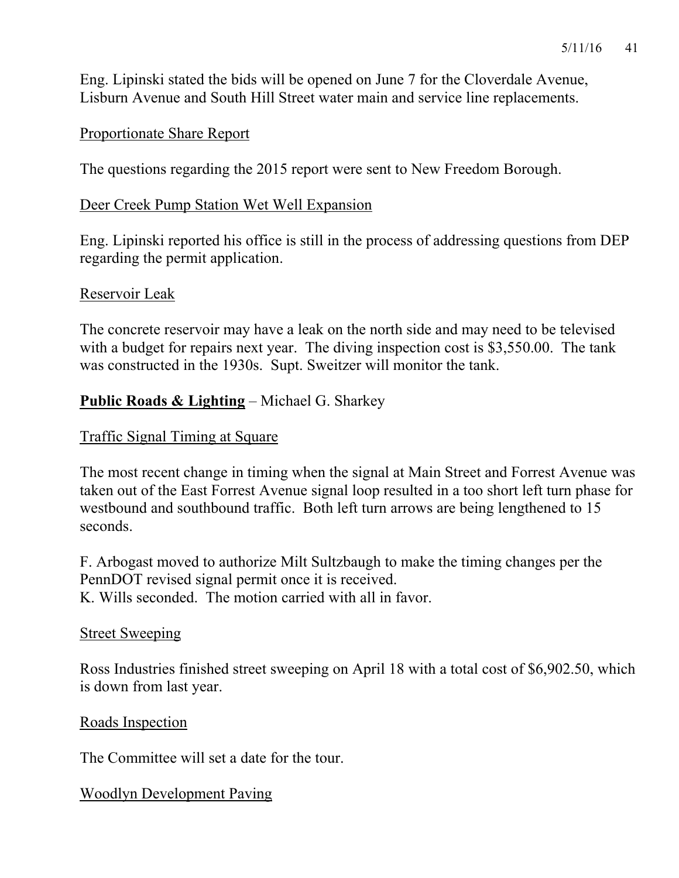Eng. Lipinski stated the bids will be opened on June 7 for the Cloverdale Avenue, Lisburn Avenue and South Hill Street water main and service line replacements.

Proportionate Share Report

The questions regarding the 2015 report were sent to New Freedom Borough.

Deer Creek Pump Station Wet Well Expansion

Eng. Lipinski reported his office is still in the process of addressing questions from DEP regarding the permit application.

Reservoir Leak

The concrete reservoir may have a leak on the north side and may need to be televised with a budget for repairs next year. The diving inspection cost is $3,550.00. The tank was constructed in the 1930s. Supt. Sweitzer will monitor the tank.

**Public Roads & Lighting** – Michael G. Sharkey

Traffic Signal Timing at Square

The most recent change in timing when the signal at Main Street and Forrest Avenue was taken out of the East Forrest Avenue signal loop resulted in a too short left turn phase for westbound and southbound traffic. Both left turn arrows are being lengthened to 15 seconds.

F. Arbogast moved to authorize Milt Sultzbaugh to make the timing changes per the PennDOT revised signal permit once it is received.
K. Wills seconded. The motion carried with all in favor.

Street Sweeping

Ross Industries finished street sweeping on April 18 with a total cost of $6,902.50, which is down from last year.

Roads Inspection

The Committee will set a date for the tour.

Woodlyn Development Paving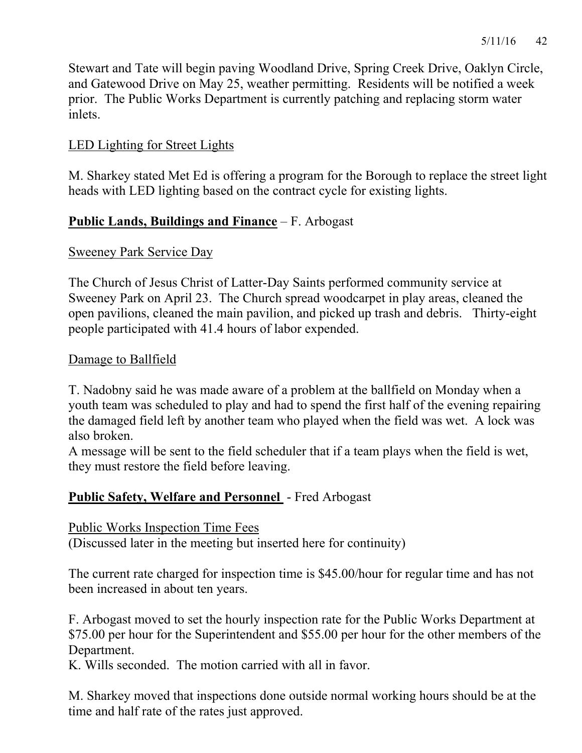Stewart and Tate will begin paving Woodland Drive, Spring Creek Drive, Oaklyn Circle, and Gatewood Drive on May 25, weather permitting. Residents will be notified a week prior. The Public Works Department is currently patching and replacing storm water inlets.

<u>LED Lighting for Street Lights</u>

M. Sharkey stated Met Ed is offering a program for the Borough to replace the street light heads with LED lighting based on the contract cycle for existing lights.

**<u>Public Lands, Buildings and Finance</u>** – F. Arbogast

<u>Sweeney Park Service Day</u>

The Church of Jesus Christ of Latter-Day Saints performed community service at Sweeney Park on April 23. The Church spread woodcarpet in play areas, cleaned the open pavilions, cleaned the main pavilion, and picked up trash and debris. Thirty-eight people participated with 41.4 hours of labor expended.

<u>Damage to Ballfield</u>

T. Nadobny said he was made aware of a problem at the ballfield on Monday when a youth team was scheduled to play and had to spend the first half of the evening repairing the damaged field left by another team who played when the field was wet. A lock was also broken.
A message will be sent to the field scheduler that if a team plays when the field is wet, they must restore the field before leaving.

**<u>Public Safety, Welfare and Personnel</u>** - Fred Arbogast

<u>Public Works Inspection Time Fees</u>
(Discussed later in the meeting but inserted here for continuity)

The current rate charged for inspection time is $45.00/hour for regular time and has not been increased in about ten years.

F. Arbogast moved to set the hourly inspection rate for the Public Works Department at $75.00 per hour for the Superintendent and $55.00 per hour for the other members of the Department.
K. Wills seconded. The motion carried with all in favor.

M. Sharkey moved that inspections done outside normal working hours should be at the time and half rate of the rates just approved.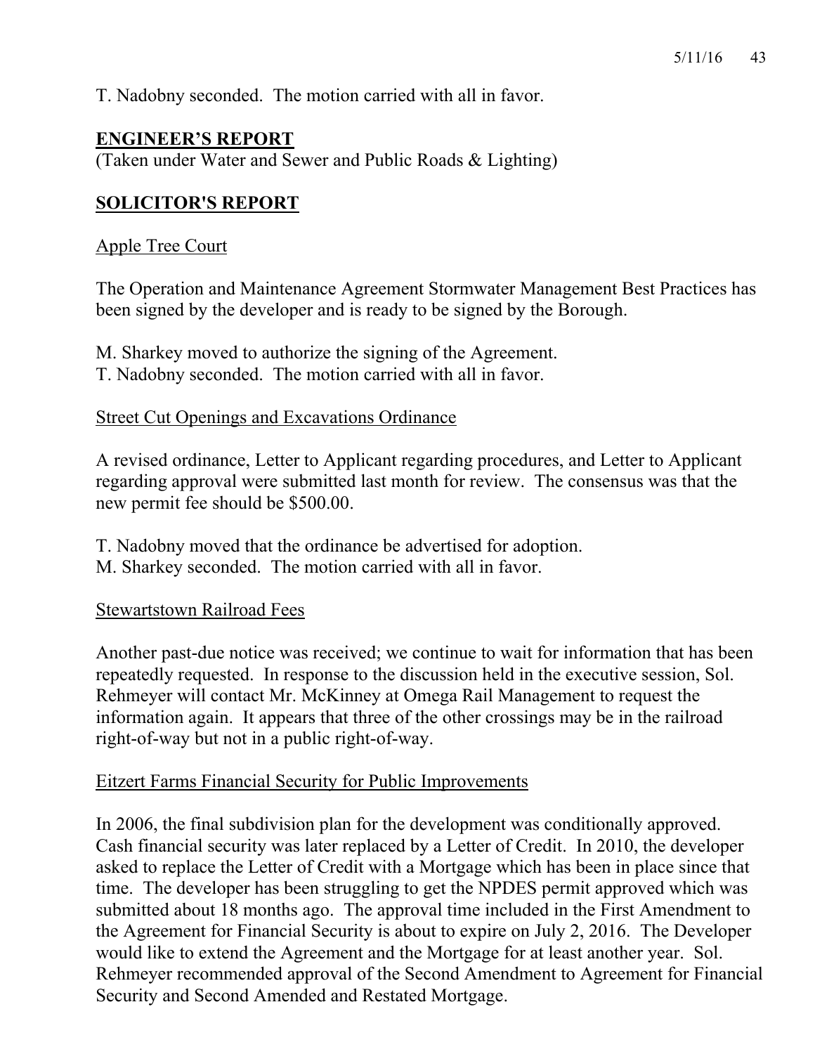T. Nadobny seconded. The motion carried with all in favor.

## ENGINEER'S REPORT

(Taken under Water and Sewer and Public Roads & Lighting)

## SOLICITOR'S REPORT

Apple Tree Court

The Operation and Maintenance Agreement Stormwater Management Best Practices has been signed by the developer and is ready to be signed by the Borough.

M. Sharkey moved to authorize the signing of the Agreement.
T. Nadobny seconded. The motion carried with all in favor.

Street Cut Openings and Excavations Ordinance

A revised ordinance, Letter to Applicant regarding procedures, and Letter to Applicant regarding approval were submitted last month for review. The consensus was that the new permit fee should be $500.00.

T. Nadobny moved that the ordinance be advertised for adoption.
M. Sharkey seconded. The motion carried with all in favor.

Stewartstown Railroad Fees

Another past-due notice was received; we continue to wait for information that has been repeatedly requested. In response to the discussion held in the executive session, Sol. Rehmeyer will contact Mr. McKinney at Omega Rail Management to request the information again. It appears that three of the other crossings may be in the railroad right-of-way but not in a public right-of-way.

Eitzert Farms Financial Security for Public Improvements

In 2006, the final subdivision plan for the development was conditionally approved. Cash financial security was later replaced by a Letter of Credit. In 2010, the developer asked to replace the Letter of Credit with a Mortgage which has been in place since that time. The developer has been struggling to get the NPDES permit approved which was submitted about 18 months ago. The approval time included in the First Amendment to the Agreement for Financial Security is about to expire on July 2, 2016. The Developer would like to extend the Agreement and the Mortgage for at least another year. Sol. Rehmeyer recommended approval of the Second Amendment to Agreement for Financial Security and Second Amended and Restated Mortgage.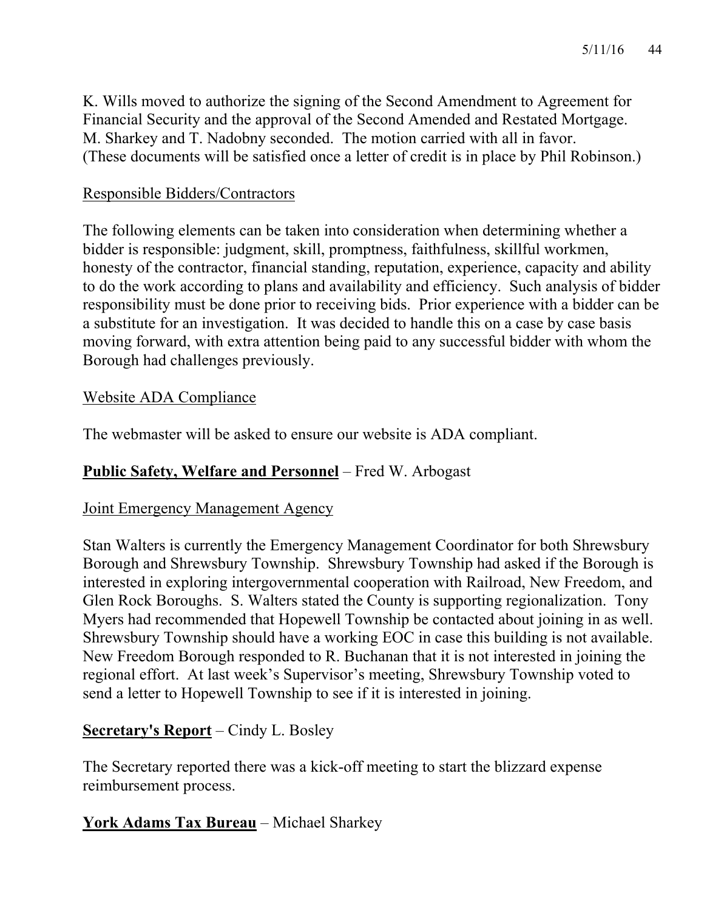K. Wills moved to authorize the signing of the Second Amendment to Agreement for Financial Security and the approval of the Second Amended and Restated Mortgage. M. Sharkey and T. Nadobny seconded. The motion carried with all in favor. (These documents will be satisfied once a letter of credit is in place by Phil Robinson.)

Responsible Bidders/Contractors

The following elements can be taken into consideration when determining whether a bidder is responsible: judgment, skill, promptness, faithfulness, skillful workmen, honesty of the contractor, financial standing, reputation, experience, capacity and ability to do the work according to plans and availability and efficiency. Such analysis of bidder responsibility must be done prior to receiving bids. Prior experience with a bidder can be a substitute for an investigation. It was decided to handle this on a case by case basis moving forward, with extra attention being paid to any successful bidder with whom the Borough had challenges previously.

Website ADA Compliance

The webmaster will be asked to ensure our website is ADA compliant.

**Public Safety, Welfare and Personnel** – Fred W. Arbogast

Joint Emergency Management Agency

Stan Walters is currently the Emergency Management Coordinator for both Shrewsbury Borough and Shrewsbury Township. Shrewsbury Township had asked if the Borough is interested in exploring intergovernmental cooperation with Railroad, New Freedom, and Glen Rock Boroughs. S. Walters stated the County is supporting regionalization. Tony Myers had recommended that Hopewell Township be contacted about joining in as well. Shrewsbury Township should have a working EOC in case this building is not available. New Freedom Borough responded to R. Buchanan that it is not interested in joining the regional effort. At last week's Supervisor's meeting, Shrewsbury Township voted to send a letter to Hopewell Township to see if it is interested in joining.

**Secretary's Report** – Cindy L. Bosley

The Secretary reported there was a kick-off meeting to start the blizzard expense reimbursement process.

**York Adams Tax Bureau** – Michael Sharkey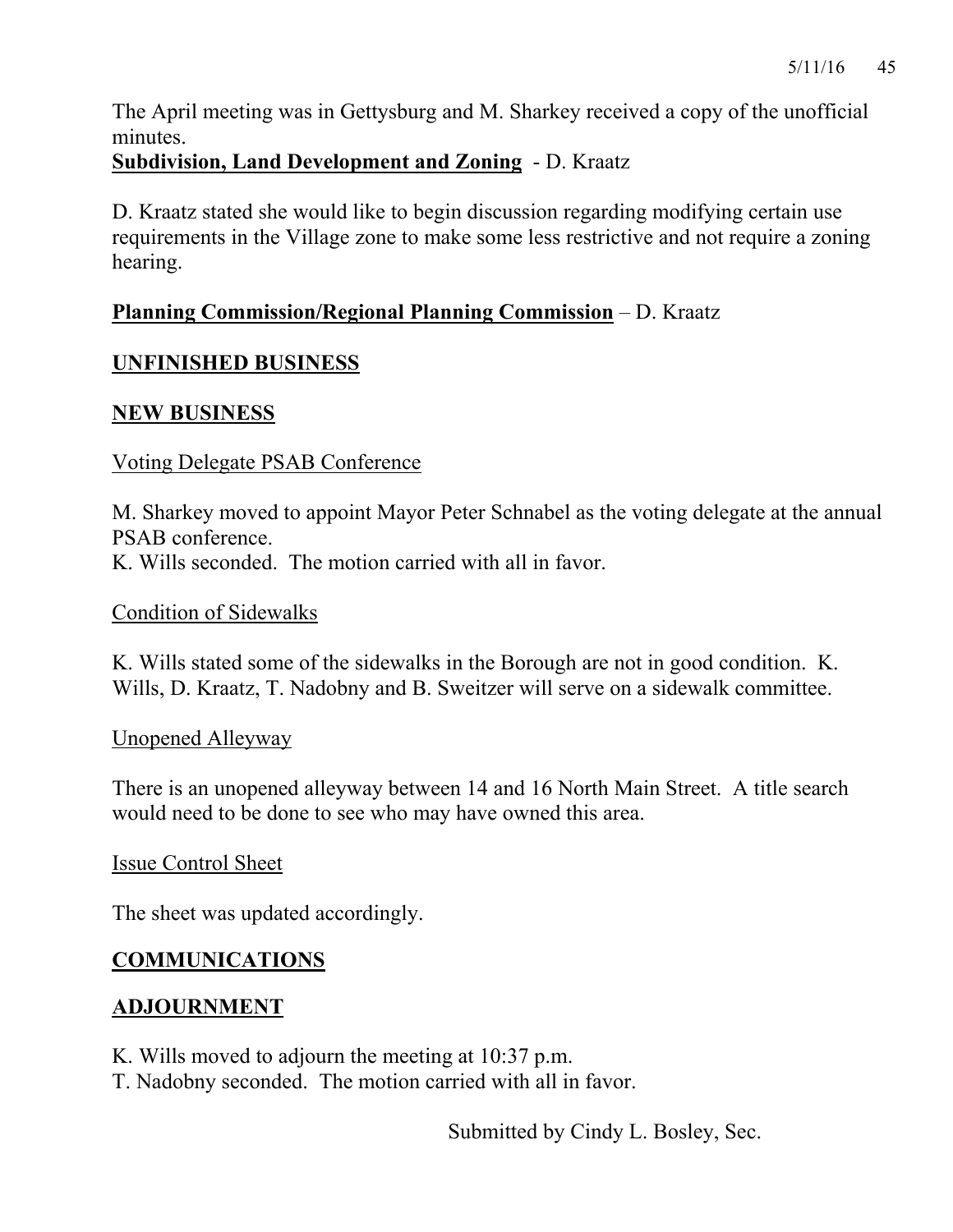The April meeting was in Gettysburg and M. Sharkey received a copy of the unofficial minutes.

**Subdivision, Land Development and Zoning** - D. Kraatz

D. Kraatz stated she would like to begin discussion regarding modifying certain use requirements in the Village zone to make some less restrictive and not require a zoning hearing.

**Planning Commission/Regional Planning Commission** – D. Kraatz

**UNFINISHED BUSINESS**

**NEW BUSINESS**

Voting Delegate PSAB Conference

M. Sharkey moved to appoint Mayor Peter Schnabel as the voting delegate at the annual PSAB conference.
K. Wills seconded. The motion carried with all in favor.

Condition of Sidewalks

K. Wills stated some of the sidewalks in the Borough are not in good condition. K. Wills, D. Kraatz, T. Nadobny and B. Sweitzer will serve on a sidewalk committee.

Unopened Alleyway

There is an unopened alleyway between 14 and 16 North Main Street. A title search would need to be done to see who may have owned this area.

Issue Control Sheet

The sheet was updated accordingly.

**COMMUNICATIONS**

**ADJOURNMENT**

K. Wills moved to adjourn the meeting at 10:37 p.m.
T. Nadobny seconded. The motion carried with all in favor.

Submitted by Cindy L. Bosley, Sec.